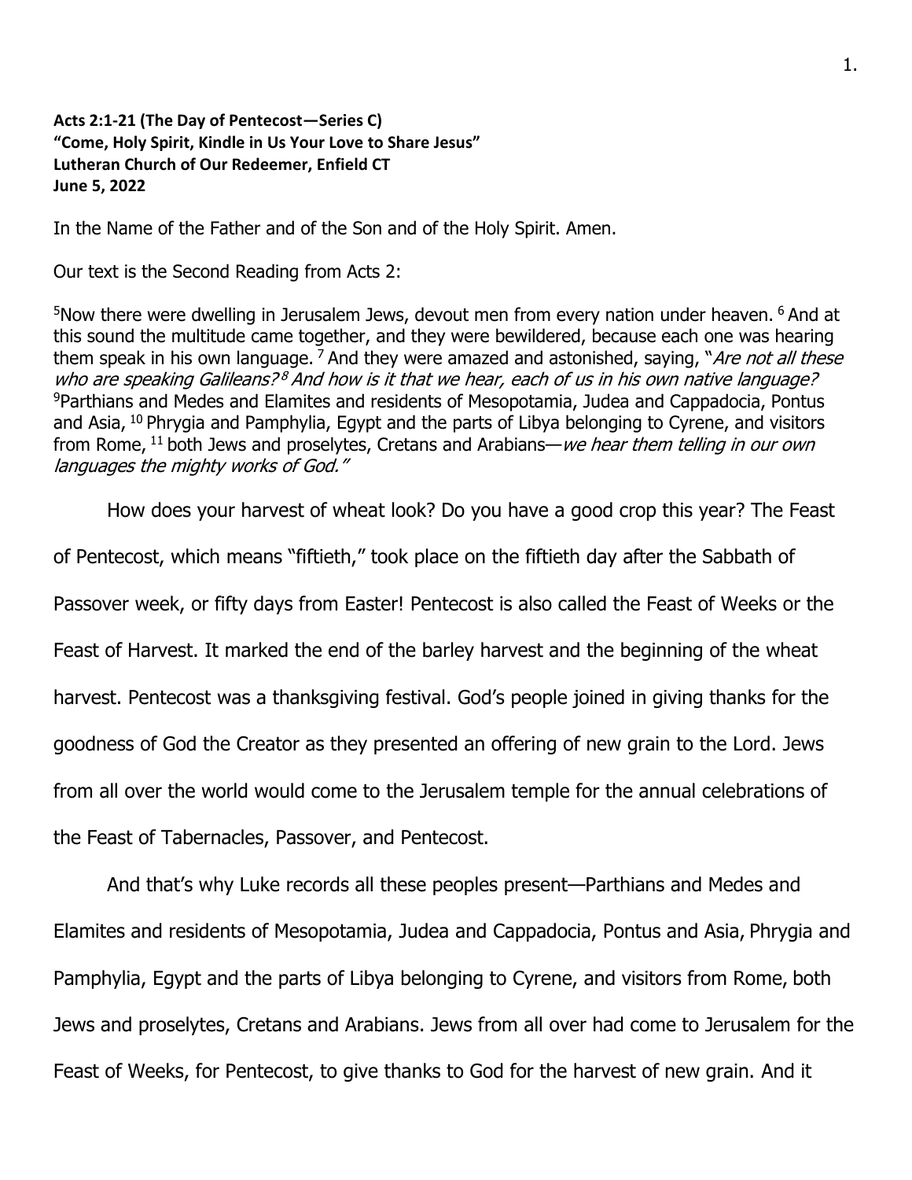**Acts 2:1-21 (The Day of Pentecost—Series C)**
**"Come, Holy Spirit, Kindle in Us Your Love to Share Jesus"**
**Lutheran Church of Our Redeemer, Enfield CT**
**June 5, 2022**

In the Name of the Father and of the Son and of the Holy Spirit. Amen.

Our text is the Second Reading from Acts 2:

[5]Now there were dwelling in Jerusalem Jews, devout men from every nation under heaven. [6] And at this sound the multitude came together, and they were bewildered, because each one was hearing them speak in his own language. [7] And they were amazed and astonished, saying, "*Are not all these who are speaking Galileans?* [8] *And how is it that we hear, each of us in his own native language?* [9]Parthians and Medes and Elamites and residents of Mesopotamia, Judea and Cappadocia, Pontus and Asia, [10] Phrygia and Pamphylia, Egypt and the parts of Libya belonging to Cyrene, and visitors from Rome, [11] both Jews and proselytes, Cretans and Arabians—*we hear them telling in our own languages the mighty works of God."*

How does your harvest of wheat look? Do you have a good crop this year? The Feast of Pentecost, which means "fiftieth," took place on the fiftieth day after the Sabbath of Passover week, or fifty days from Easter! Pentecost is also called the Feast of Weeks or the Feast of Harvest. It marked the end of the barley harvest and the beginning of the wheat harvest. Pentecost was a thanksgiving festival. God's people joined in giving thanks for the goodness of God the Creator as they presented an offering of new grain to the Lord. Jews from all over the world would come to the Jerusalem temple for the annual celebrations of the Feast of Tabernacles, Passover, and Pentecost.

And that's why Luke records all these peoples present—Parthians and Medes and Elamites and residents of Mesopotamia, Judea and Cappadocia, Pontus and Asia, Phrygia and Pamphylia, Egypt and the parts of Libya belonging to Cyrene, and visitors from Rome, both Jews and proselytes, Cretans and Arabians. Jews from all over had come to Jerusalem for the Feast of Weeks, for Pentecost, to give thanks to God for the harvest of new grain. And it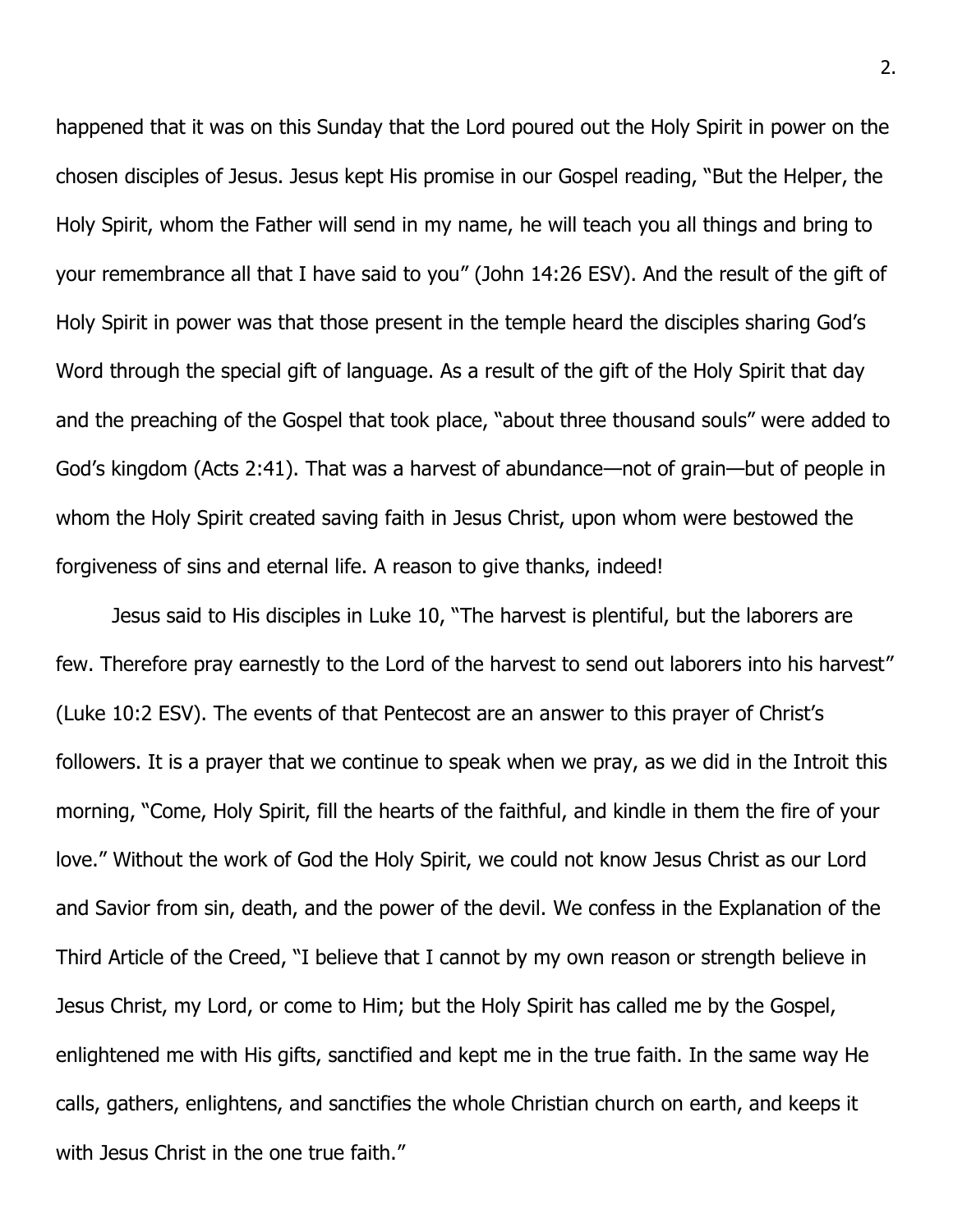happened that it was on this Sunday that the Lord poured out the Holy Spirit in power on the chosen disciples of Jesus. Jesus kept His promise in our Gospel reading, "But the Helper, the Holy Spirit, whom the Father will send in my name, he will teach you all things and bring to your remembrance all that I have said to you" (John 14:26 ESV). And the result of the gift of Holy Spirit in power was that those present in the temple heard the disciples sharing God's Word through the special gift of language. As a result of the gift of the Holy Spirit that day and the preaching of the Gospel that took place, "about three thousand souls" were added to God's kingdom (Acts 2:41). That was a harvest of abundance—not of grain—but of people in whom the Holy Spirit created saving faith in Jesus Christ, upon whom were bestowed the forgiveness of sins and eternal life. A reason to give thanks, indeed!

Jesus said to His disciples in Luke 10, "The harvest is plentiful, but the laborers are few. Therefore pray earnestly to the Lord of the harvest to send out laborers into his harvest" (Luke 10:2 ESV). The events of that Pentecost are an answer to this prayer of Christ's followers. It is a prayer that we continue to speak when we pray, as we did in the Introit this morning, "Come, Holy Spirit, fill the hearts of the faithful, and kindle in them the fire of your love." Without the work of God the Holy Spirit, we could not know Jesus Christ as our Lord and Savior from sin, death, and the power of the devil. We confess in the Explanation of the Third Article of the Creed, "I believe that I cannot by my own reason or strength believe in Jesus Christ, my Lord, or come to Him; but the Holy Spirit has called me by the Gospel, enlightened me with His gifts, sanctified and kept me in the true faith. In the same way He calls, gathers, enlightens, and sanctifies the whole Christian church on earth, and keeps it with Jesus Christ in the one true faith."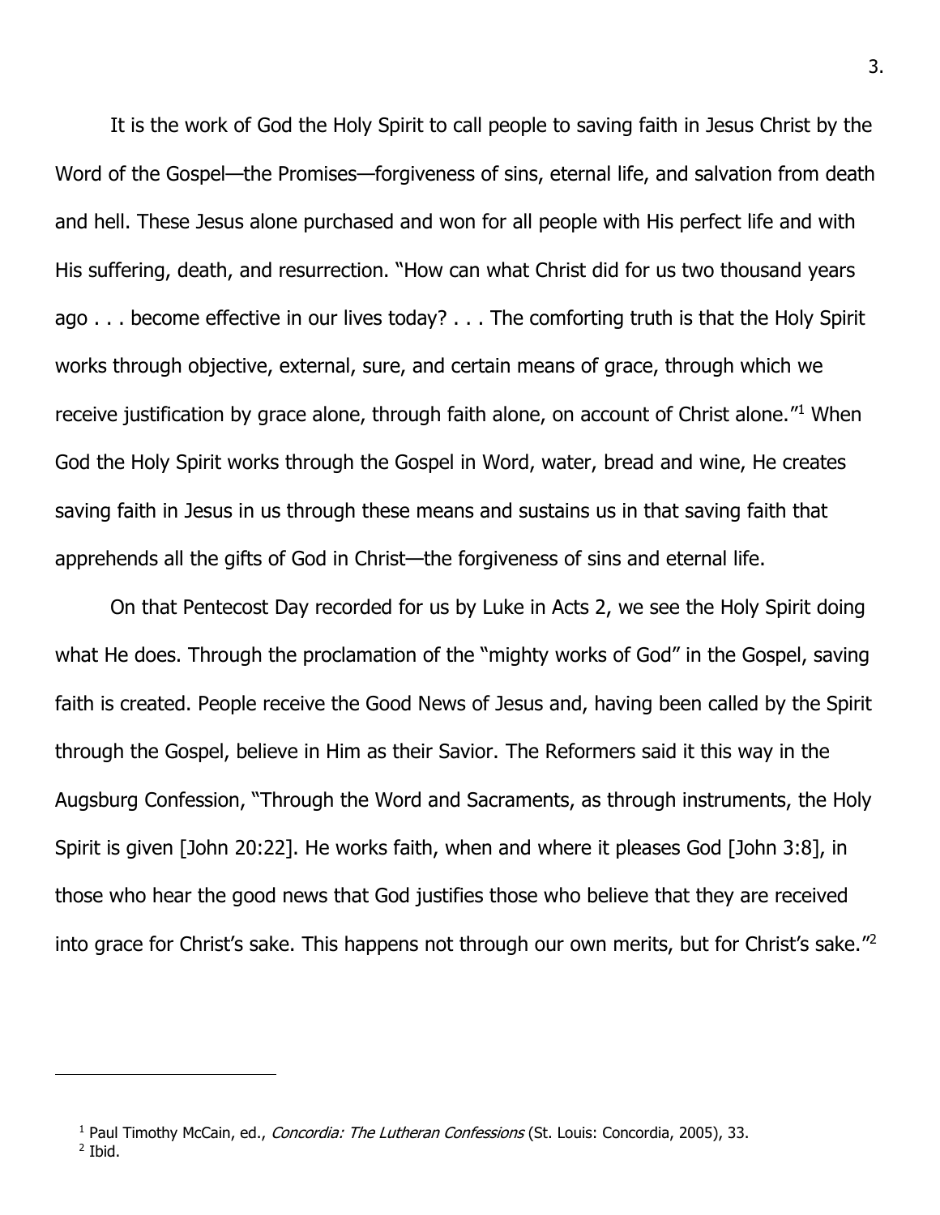It is the work of God the Holy Spirit to call people to saving faith in Jesus Christ by the Word of the Gospel—the Promises—forgiveness of sins, eternal life, and salvation from death and hell. These Jesus alone purchased and won for all people with His perfect life and with His suffering, death, and resurrection. "How can what Christ did for us two thousand years ago . . . become effective in our lives today? . . . The comforting truth is that the Holy Spirit works through objective, external, sure, and certain means of grace, through which we receive justification by grace alone, through faith alone, on account of Christ alone."[1] When God the Holy Spirit works through the Gospel in Word, water, bread and wine, He creates saving faith in Jesus in us through these means and sustains us in that saving faith that apprehends all the gifts of God in Christ—the forgiveness of sins and eternal life.

On that Pentecost Day recorded for us by Luke in Acts 2, we see the Holy Spirit doing what He does. Through the proclamation of the "mighty works of God" in the Gospel, saving faith is created. People receive the Good News of Jesus and, having been called by the Spirit through the Gospel, believe in Him as their Savior. The Reformers said it this way in the Augsburg Confession, "Through the Word and Sacraments, as through instruments, the Holy Spirit is given [John 20:22]. He works faith, when and where it pleases God [John 3:8], in those who hear the good news that God justifies those who believe that they are received into grace for Christ's sake. This happens not through our own merits, but for Christ's sake."[2]

---

[1] Paul Timothy McCain, ed., *Concordia: The Lutheran Confessions* (St. Louis: Concordia, 2005), 33.

[2] Ibid.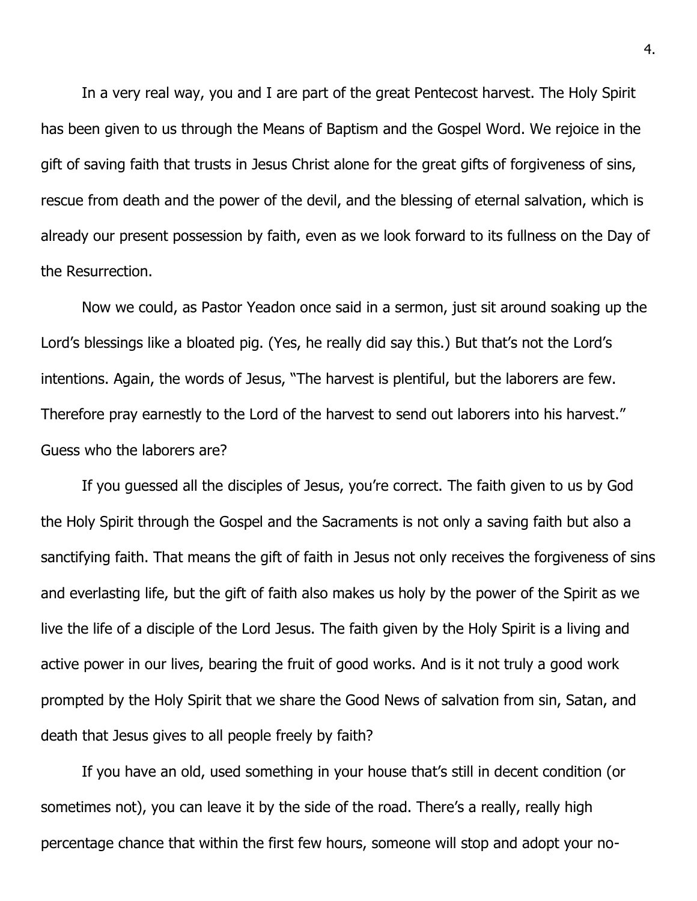In a very real way, you and I are part of the great Pentecost harvest. The Holy Spirit has been given to us through the Means of Baptism and the Gospel Word. We rejoice in the gift of saving faith that trusts in Jesus Christ alone for the great gifts of forgiveness of sins, rescue from death and the power of the devil, and the blessing of eternal salvation, which is already our present possession by faith, even as we look forward to its fullness on the Day of the Resurrection.

Now we could, as Pastor Yeadon once said in a sermon, just sit around soaking up the Lord's blessings like a bloated pig. (Yes, he really did say this.) But that's not the Lord's intentions. Again, the words of Jesus, "The harvest is plentiful, but the laborers are few. Therefore pray earnestly to the Lord of the harvest to send out laborers into his harvest." Guess who the laborers are?

If you guessed all the disciples of Jesus, you're correct. The faith given to us by God the Holy Spirit through the Gospel and the Sacraments is not only a saving faith but also a sanctifying faith. That means the gift of faith in Jesus not only receives the forgiveness of sins and everlasting life, but the gift of faith also makes us holy by the power of the Spirit as we live the life of a disciple of the Lord Jesus. The faith given by the Holy Spirit is a living and active power in our lives, bearing the fruit of good works. And is it not truly a good work prompted by the Holy Spirit that we share the Good News of salvation from sin, Satan, and death that Jesus gives to all people freely by faith?

If you have an old, used something in your house that's still in decent condition (or sometimes not), you can leave it by the side of the road. There's a really, really high percentage chance that within the first few hours, someone will stop and adopt your no-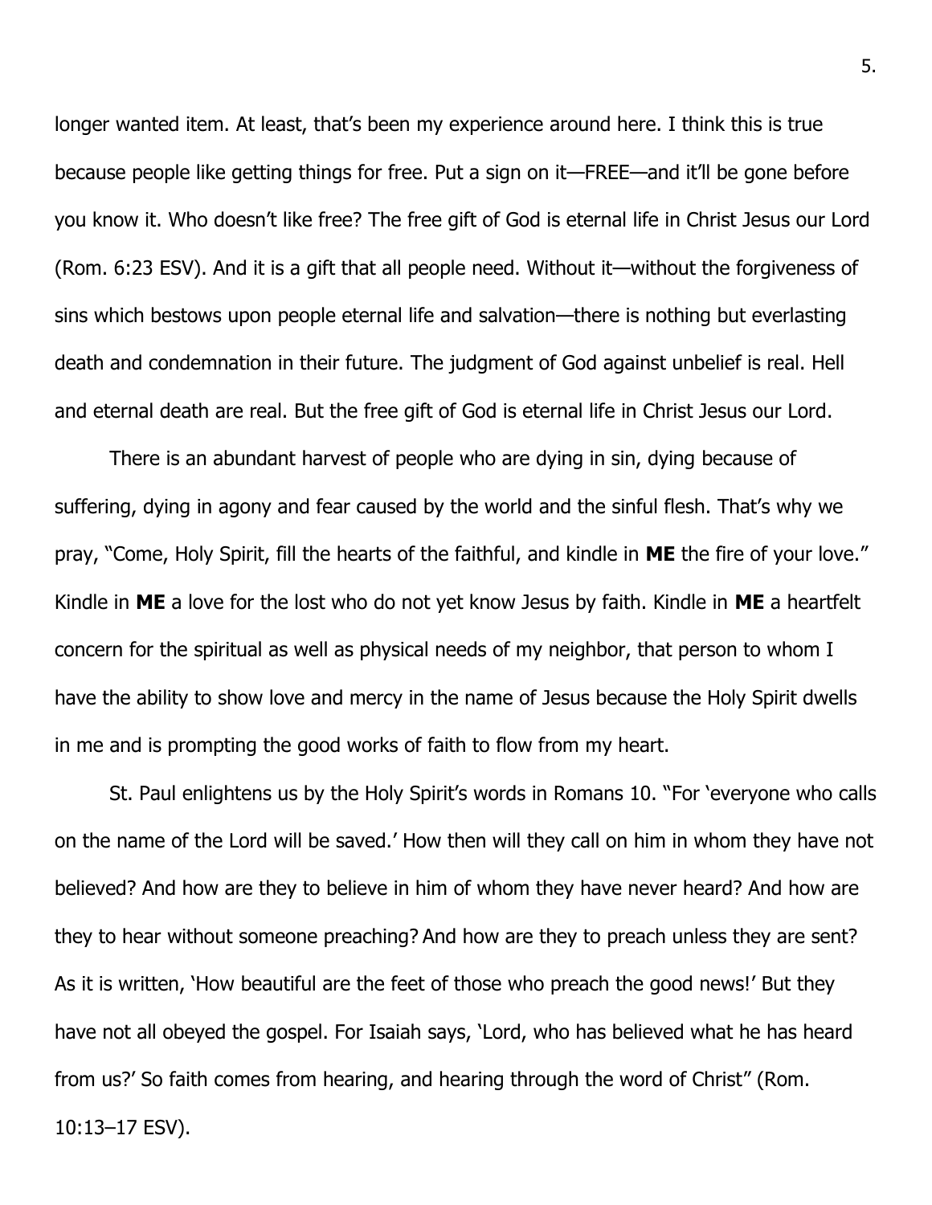longer wanted item. At least, that's been my experience around here. I think this is true because people like getting things for free. Put a sign on it—FREE—and it'll be gone before you know it. Who doesn't like free? The free gift of God is eternal life in Christ Jesus our Lord (Rom. 6:23 ESV). And it is a gift that all people need. Without it—without the forgiveness of sins which bestows upon people eternal life and salvation—there is nothing but everlasting death and condemnation in their future. The judgment of God against unbelief is real. Hell and eternal death are real. But the free gift of God is eternal life in Christ Jesus our Lord.

There is an abundant harvest of people who are dying in sin, dying because of suffering, dying in agony and fear caused by the world and the sinful flesh. That's why we pray, "Come, Holy Spirit, fill the hearts of the faithful, and kindle in **ME** the fire of your love." Kindle in **ME** a love for the lost who do not yet know Jesus by faith. Kindle in **ME** a heartfelt concern for the spiritual as well as physical needs of my neighbor, that person to whom I have the ability to show love and mercy in the name of Jesus because the Holy Spirit dwells in me and is prompting the good works of faith to flow from my heart.

St. Paul enlightens us by the Holy Spirit's words in Romans 10. "For 'everyone who calls on the name of the Lord will be saved.' How then will they call on him in whom they have not believed? And how are they to believe in him of whom they have never heard? And how are they to hear without someone preaching? And how are they to preach unless they are sent? As it is written, 'How beautiful are the feet of those who preach the good news!' But they have not all obeyed the gospel. For Isaiah says, 'Lord, who has believed what he has heard from us?' So faith comes from hearing, and hearing through the word of Christ" (Rom. 10:13–17 ESV).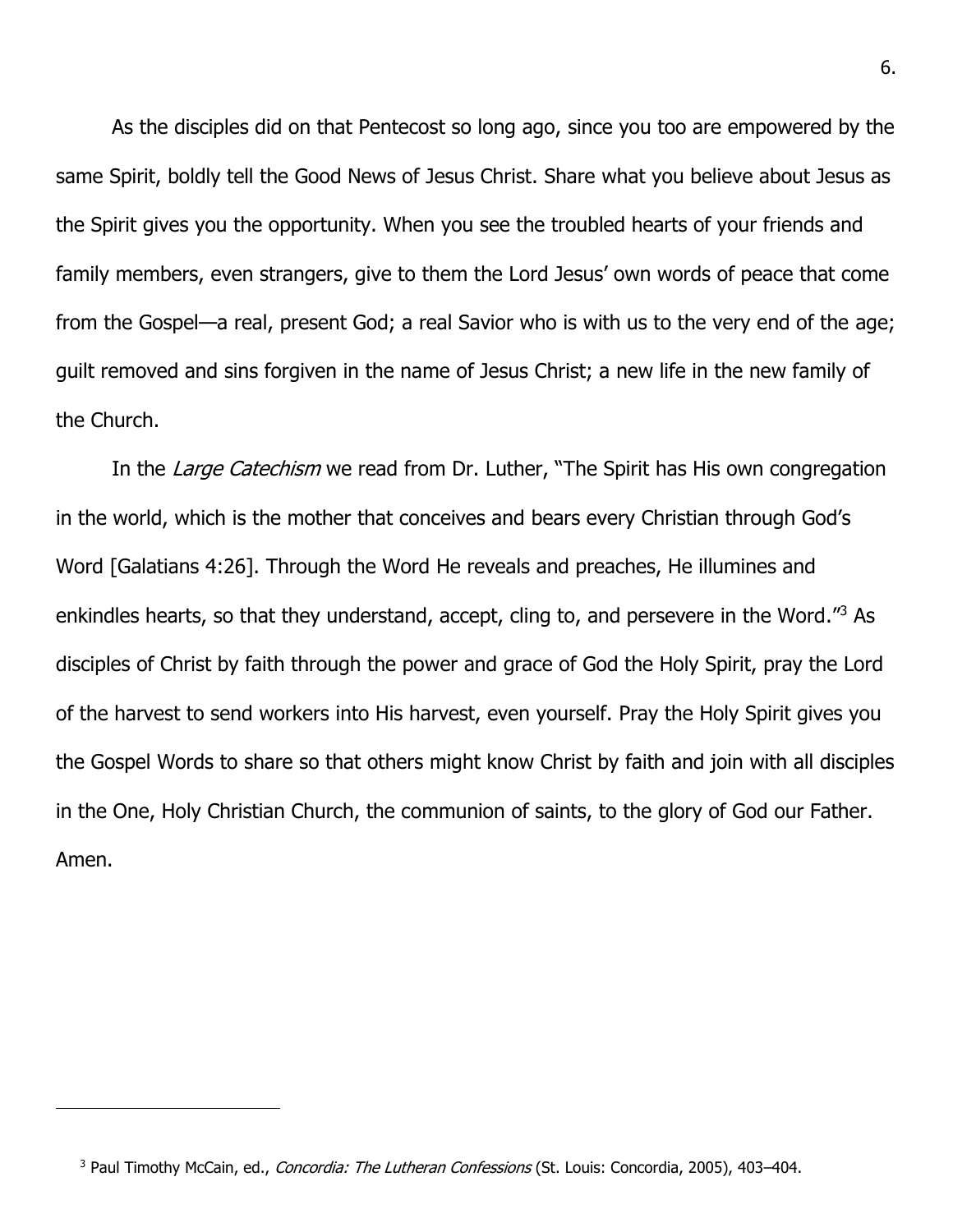As the disciples did on that Pentecost so long ago, since you too are empowered by the same Spirit, boldly tell the Good News of Jesus Christ. Share what you believe about Jesus as the Spirit gives you the opportunity. When you see the troubled hearts of your friends and family members, even strangers, give to them the Lord Jesus' own words of peace that come from the Gospel—a real, present God; a real Savior who is with us to the very end of the age; guilt removed and sins forgiven in the name of Jesus Christ; a new life in the new family of the Church.

In the *Large Catechism* we read from Dr. Luther, "The Spirit has His own congregation in the world, which is the mother that conceives and bears every Christian through God's Word [Galatians 4:26]. Through the Word He reveals and preaches, He illumines and enkindles hearts, so that they understand, accept, cling to, and persevere in the Word."[3] As disciples of Christ by faith through the power and grace of God the Holy Spirit, pray the Lord of the harvest to send workers into His harvest, even yourself. Pray the Holy Spirit gives you the Gospel Words to share so that others might know Christ by faith and join with all disciples in the One, Holy Christian Church, the communion of saints, to the glory of God our Father. Amen.

---

[3] Paul Timothy McCain, ed., *Concordia: The Lutheran Confessions* (St. Louis: Concordia, 2005), 403–404.